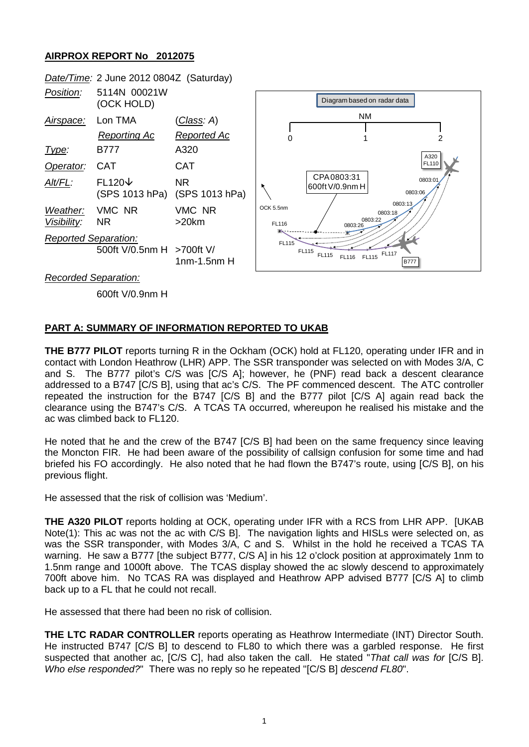## AIRPROX REPORT No 2012075

*Date/Time:* 2 June 2012 0804Z (Saturday)

| | | |
|---|---|---|
| *Position:* | 5114N 00021W (OCK HOLD) | |
| *Airspace:* | Lon TMA | (*Class: A*) |
| | *Reporting Ac* | *Reported Ac* |
| *Type:* | B777 | A320 |
| *Operator:* | CAT | CAT |
| *Alt/FL:* | FL120↓ (SPS 1013 hPa) | NR (SPS 1013 hPa) |
| *Weather:* | VMC NR | VMC NR |
| *Visibility:* | NR | >20km |
| *Reported Separation:* | 500ft V/0.5nm H | >700ft V/ 1nm-1.5nm H |
| *Recorded Separation:* | 600ft V/0.9nm H | |

Diagram based on radar data

CPA 0803:31 600ft V/0.9nm H

## PART A: SUMMARY OF INFORMATION REPORTED TO UKAB

**THE B777 PILOT** reports turning R in the Ockham (OCK) hold at FL120, operating under IFR and in contact with London Heathrow (LHR) APP. The SSR transponder was selected on with Modes 3/A, C and S. The B777 pilot's C/S was [C/S A]; however, he (PNF) read back a descent clearance addressed to a B747 [C/S B], using that ac's C/S. The PF commenced descent. The ATC controller repeated the instruction for the B747 [C/S B] and the B777 pilot [C/S A] again read back the clearance using the B747's C/S. A TCAS TA occurred, whereupon he realised his mistake and the ac was climbed back to FL120.

He noted that he and the crew of the B747 [C/S B] had been on the same frequency since leaving the Moncton FIR. He had been aware of the possibility of callsign confusion for some time and had briefed his FO accordingly. He also noted that he had flown the B747's route, using [C/S B], on his previous flight.

He assessed that the risk of collision was 'Medium'.

**THE A320 PILOT** reports holding at OCK, operating under IFR with a RCS from LHR APP. [UKAB Note(1): This ac was not the ac with C/S B]. The navigation lights and HISLs were selected on, as was the SSR transponder, with Modes 3/A, C and S. Whilst in the hold he received a TCAS TA warning. He saw a B777 [the subject B777, C/S A] in his 12 o'clock position at approximately 1nm to 1.5nm range and 1000ft above. The TCAS display showed the ac slowly descend to approximately 700ft above him. No TCAS RA was displayed and Heathrow APP advised B777 [C/S A] to climb back up to a FL that he could not recall.

He assessed that there had been no risk of collision.

**THE LTC RADAR CONTROLLER** reports operating as Heathrow Intermediate (INT) Director South. He instructed B747 [C/S B] to descend to FL80 to which there was a garbled response. He first suspected that another ac, [C/S C], had also taken the call. He stated "*That call was for* [C/S B]. *Who else responded?*" There was no reply so he repeated "[C/S B] *descend FL80*".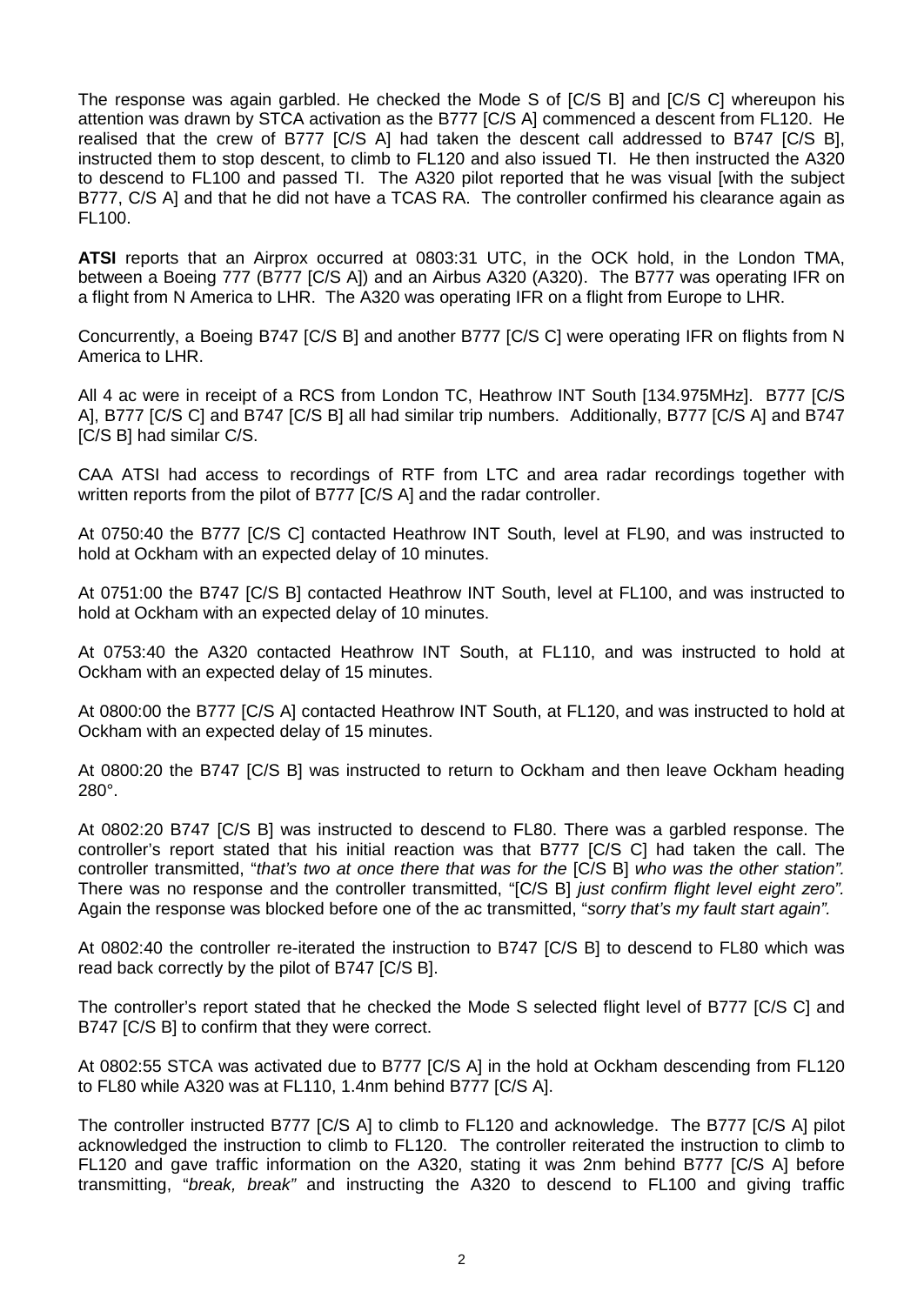The response was again garbled. He checked the Mode S of [C/S B] and [C/S C] whereupon his attention was drawn by STCA activation as the B777 [C/S A] commenced a descent from FL120. He realised that the crew of B777 [C/S A] had taken the descent call addressed to B747 [C/S B], instructed them to stop descent, to climb to FL120 and also issued TI. He then instructed the A320 to descend to FL100 and passed TI. The A320 pilot reported that he was visual [with the subject B777, C/S A] and that he did not have a TCAS RA. The controller confirmed his clearance again as FL100.

**ATSI** reports that an Airprox occurred at 0803:31 UTC, in the OCK hold, in the London TMA, between a Boeing 777 (B777 [C/S A]) and an Airbus A320 (A320). The B777 was operating IFR on a flight from N America to LHR. The A320 was operating IFR on a flight from Europe to LHR.

Concurrently, a Boeing B747 [C/S B] and another B777 [C/S C] were operating IFR on flights from N America to LHR.

All 4 ac were in receipt of a RCS from London TC, Heathrow INT South [134.975MHz]. B777 [C/S A], B777 [C/S C] and B747 [C/S B] all had similar trip numbers. Additionally, B777 [C/S A] and B747 [C/S B] had similar C/S.

CAA ATSI had access to recordings of RTF from LTC and area radar recordings together with written reports from the pilot of B777 [C/S A] and the radar controller.

At 0750:40 the B777 [C/S C] contacted Heathrow INT South, level at FL90, and was instructed to hold at Ockham with an expected delay of 10 minutes.

At 0751:00 the B747 [C/S B] contacted Heathrow INT South, level at FL100, and was instructed to hold at Ockham with an expected delay of 10 minutes.

At 0753:40 the A320 contacted Heathrow INT South, at FL110, and was instructed to hold at Ockham with an expected delay of 15 minutes.

At 0800:00 the B777 [C/S A] contacted Heathrow INT South, at FL120, and was instructed to hold at Ockham with an expected delay of 15 minutes.

At 0800:20 the B747 [C/S B] was instructed to return to Ockham and then leave Ockham heading 280°.

At 0802:20 B747 [C/S B] was instructed to descend to FL80. There was a garbled response. The controller's report stated that his initial reaction was that B777 [C/S C] had taken the call. The controller transmitted, "*that's two at once there that was for the* [C/S B] *who was the other station".* There was no response and the controller transmitted, "[C/S B] *just confirm flight level eight zero".* Again the response was blocked before one of the ac transmitted, "*sorry that's my fault start again".*

At 0802:40 the controller re-iterated the instruction to B747 [C/S B] to descend to FL80 which was read back correctly by the pilot of B747 [C/S B].

The controller's report stated that he checked the Mode S selected flight level of B777 [C/S C] and B747 [C/S B] to confirm that they were correct.

At 0802:55 STCA was activated due to B777 [C/S A] in the hold at Ockham descending from FL120 to FL80 while A320 was at FL110, 1.4nm behind B777 [C/S A].

The controller instructed B777 [C/S A] to climb to FL120 and acknowledge. The B777 [C/S A] pilot acknowledged the instruction to climb to FL120. The controller reiterated the instruction to climb to FL120 and gave traffic information on the A320, stating it was 2nm behind B777 [C/S A] before transmitting, "*break, break"* and instructing the A320 to descend to FL100 and giving traffic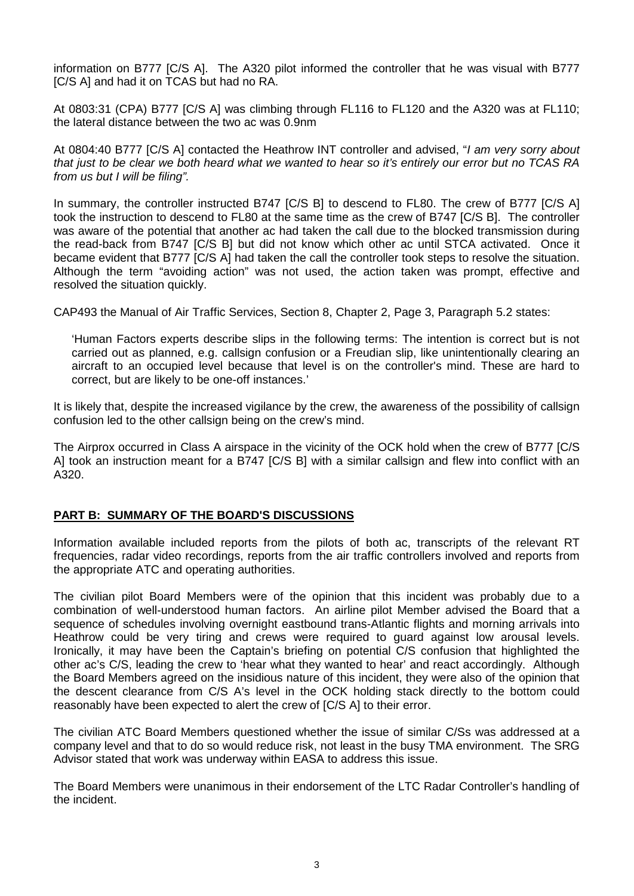information on B777 [C/S A]. The A320 pilot informed the controller that he was visual with B777 [C/S A] and had it on TCAS but had no RA.

At 0803:31 (CPA) B777 [C/S A] was climbing through FL116 to FL120 and the A320 was at FL110; the lateral distance between the two ac was 0.9nm

At 0804:40 B777 [C/S A] contacted the Heathrow INT controller and advised, "*I am very sorry about that just to be clear we both heard what we wanted to hear so it's entirely our error but no TCAS RA from us but I will be filing".*

In summary, the controller instructed B747 [C/S B] to descend to FL80. The crew of B777 [C/S A] took the instruction to descend to FL80 at the same time as the crew of B747 [C/S B]. The controller was aware of the potential that another ac had taken the call due to the blocked transmission during the read-back from B747 [C/S B] but did not know which other ac until STCA activated. Once it became evident that B777 [C/S A] had taken the call the controller took steps to resolve the situation. Although the term "avoiding action" was not used, the action taken was prompt, effective and resolved the situation quickly.

CAP493 the Manual of Air Traffic Services, Section 8, Chapter 2, Page 3, Paragraph 5.2 states:

> 'Human Factors experts describe slips in the following terms: The intention is correct but is not carried out as planned, e.g. callsign confusion or a Freudian slip, like unintentionally clearing an aircraft to an occupied level because that level is on the controller's mind. These are hard to correct, but are likely to be one-off instances.'

It is likely that, despite the increased vigilance by the crew, the awareness of the possibility of callsign confusion led to the other callsign being on the crew's mind.

The Airprox occurred in Class A airspace in the vicinity of the OCK hold when the crew of B777 [C/S A] took an instruction meant for a B747 [C/S B] with a similar callsign and flew into conflict with an A320.

## PART B: SUMMARY OF THE BOARD'S DISCUSSIONS

Information available included reports from the pilots of both ac, transcripts of the relevant RT frequencies, radar video recordings, reports from the air traffic controllers involved and reports from the appropriate ATC and operating authorities.

The civilian pilot Board Members were of the opinion that this incident was probably due to a combination of well-understood human factors. An airline pilot Member advised the Board that a sequence of schedules involving overnight eastbound trans-Atlantic flights and morning arrivals into Heathrow could be very tiring and crews were required to guard against low arousal levels. Ironically, it may have been the Captain's briefing on potential C/S confusion that highlighted the other ac's C/S, leading the crew to 'hear what they wanted to hear' and react accordingly. Although the Board Members agreed on the insidious nature of this incident, they were also of the opinion that the descent clearance from C/S A's level in the OCK holding stack directly to the bottom could reasonably have been expected to alert the crew of [C/S A] to their error.

The civilian ATC Board Members questioned whether the issue of similar C/Ss was addressed at a company level and that to do so would reduce risk, not least in the busy TMA environment. The SRG Advisor stated that work was underway within EASA to address this issue.

The Board Members were unanimous in their endorsement of the LTC Radar Controller's handling of the incident.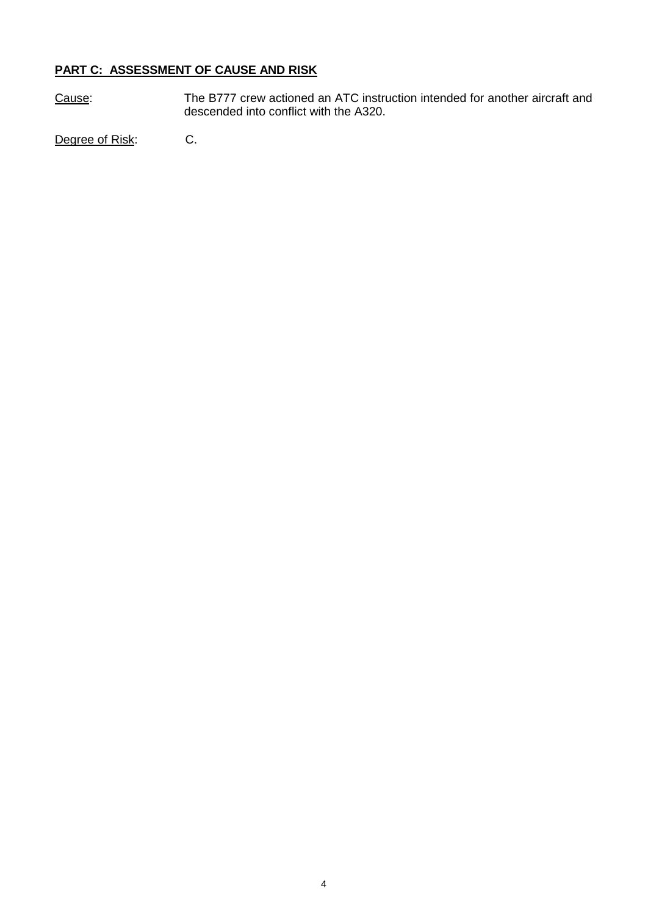**PART C: ASSESSMENT OF CAUSE AND RISK**

Cause: The B777 crew actioned an ATC instruction intended for another aircraft and descended into conflict with the A320.

Degree of Risk: C.